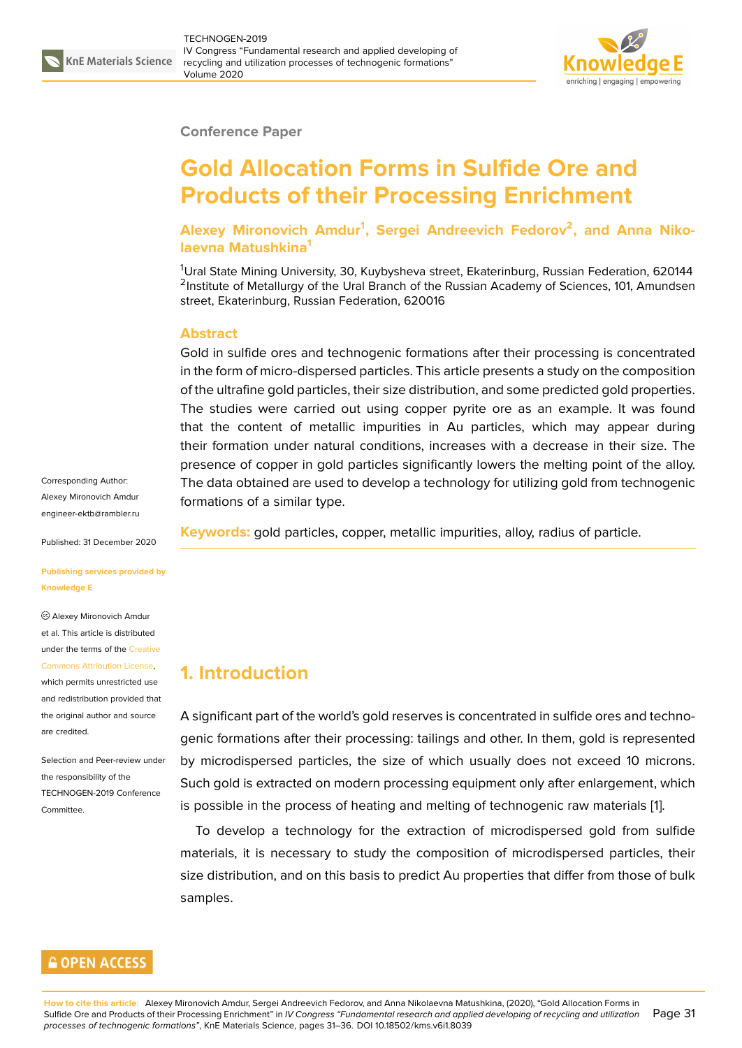Conference Paper

# Gold Allocation Forms in Sulfide Ore and Products of their Processing Enrichment

**Alexey Mironovich Amdur[1], Sergei Andreevich Fedorov[2], and Anna Nikolaevna Matushkina[1]**

[1]Ural State Mining University, 30, Kuybysheva street, Ekaterinburg, Russian Federation, 620144
[2]Institute of Metallurgy of the Ural Branch of the Russian Academy of Sciences, 101, Amundsen street, Ekaterinburg, Russian Federation, 620016

## Abstract

Gold in sulfide ores and technogenic formations after their processing is concentrated in the form of micro-dispersed particles. This article presents a study on the composition of the ultrafine gold particles, their size distribution, and some predicted gold properties. The studies were carried out using copper pyrite ore as an example. It was found that the content of metallic impurities in Au particles, which may appear during their formation under natural conditions, increases with a decrease in their size. The presence of copper in gold particles significantly lowers the melting point of the alloy. The data obtained are used to develop a technology for utilizing gold from technogenic formations of a similar type.

**Keywords:** gold particles, copper, metallic impurities, alloy, radius of particle.

Corresponding Author:
Alexey Mironovich Amdur
engineer-ektb@rambler.ru

Published: 31 December 2020

Publishing services provided by Knowledge E

© Alexey Mironovich Amdur et al. This article is distributed under the terms of the Creative Commons Attribution License, which permits unrestricted use and redistribution provided that the original author and source are credited.

Selection and Peer-review under the responsibility of the TECHNOGEN-2019 Conference Committee.

## 1. Introduction

A significant part of the world's gold reserves is concentrated in sulfide ores and technogenic formations after their processing: tailings and other. In them, gold is represented by microdispersed particles, the size of which usually does not exceed 10 microns. Such gold is extracted on modern processing equipment only after enlargement, which is possible in the process of heating and melting of technogenic raw materials [1].

To develop a technology for the extraction of microdispersed gold from sulfide materials, it is necessary to study the composition of microdispersed particles, their size distribution, and on this basis to predict Au properties that differ from those of bulk samples.

**How to cite this article:** Alexey Mironovich Amdur, Sergei Andreevich Fedorov, and Anna Nikolaevna Matushkina, (2020), "Gold Allocation Forms in Sulfide Ore and Products of their Processing Enrichment" in *IV Congress "Fundamental research and applied developing of recycling and utilization processes of technogenic formations"*, KnE Materials Science, pages 31–36. DOI 10.18502/kms.v6i1.8039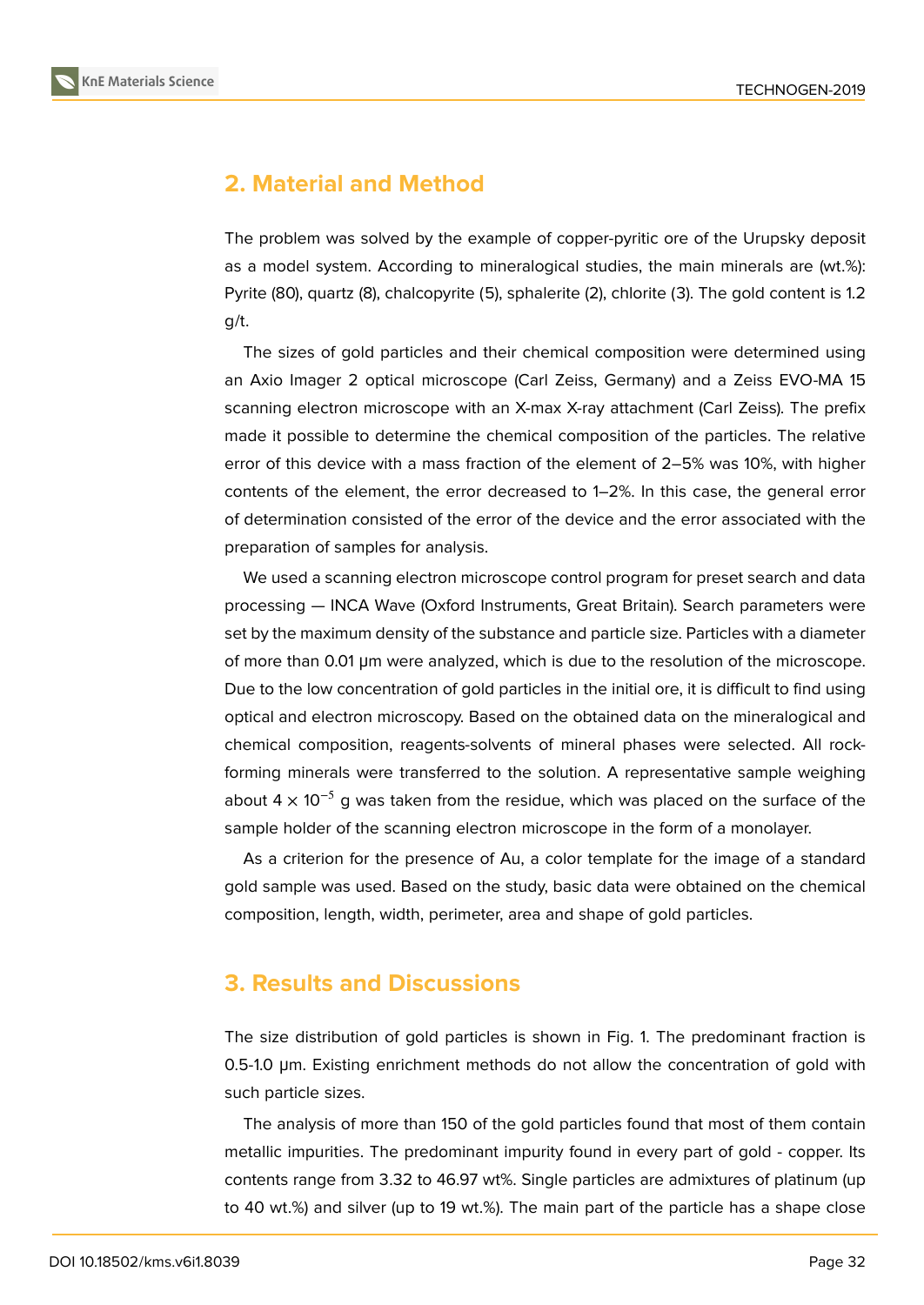## 2. Material and Method

The problem was solved by the example of copper-pyritic ore of the Urupsky deposit as a model system. According to mineralogical studies, the main minerals are (wt.%): Pyrite (80), quartz (8), chalcopyrite (5), sphalerite (2), chlorite (3). The gold content is 1.2 g/t.

The sizes of gold particles and their chemical composition were determined using an Axio Imager 2 optical microscope (Carl Zeiss, Germany) and a Zeiss EVO-MA 15 scanning electron microscope with an X-max X-ray attachment (Carl Zeiss). The prefix made it possible to determine the chemical composition of the particles. The relative error of this device with a mass fraction of the element of 2–5% was 10%, with higher contents of the element, the error decreased to 1–2%. In this case, the general error of determination consisted of the error of the device and the error associated with the preparation of samples for analysis.

We used a scanning electron microscope control program for preset search and data processing — INCA Wave (Oxford Instruments, Great Britain). Search parameters were set by the maximum density of the substance and particle size. Particles with a diameter of more than 0.01 μm were analyzed, which is due to the resolution of the microscope. Due to the low concentration of gold particles in the initial ore, it is difficult to find using optical and electron microscopy. Based on the obtained data on the mineralogical and chemical composition, reagents-solvents of mineral phases were selected. All rock-forming minerals were transferred to the solution. A representative sample weighing about $4 \times 10^{-5}$ g was taken from the residue, which was placed on the surface of the sample holder of the scanning electron microscope in the form of a monolayer.

As a criterion for the presence of Au, a color template for the image of a standard gold sample was used. Based on the study, basic data were obtained on the chemical composition, length, width, perimeter, area and shape of gold particles.

## 3. Results and Discussions

The size distribution of gold particles is shown in Fig. 1. The predominant fraction is 0.5-1.0 μm. Existing enrichment methods do not allow the concentration of gold with such particle sizes.

The analysis of more than 150 of the gold particles found that most of them contain metallic impurities. The predominant impurity found in every part of gold - copper. Its contents range from 3.32 to 46.97 wt%. Single particles are admixtures of platinum (up to 40 wt.%) and silver (up to 19 wt.%). The main part of the particle has a shape close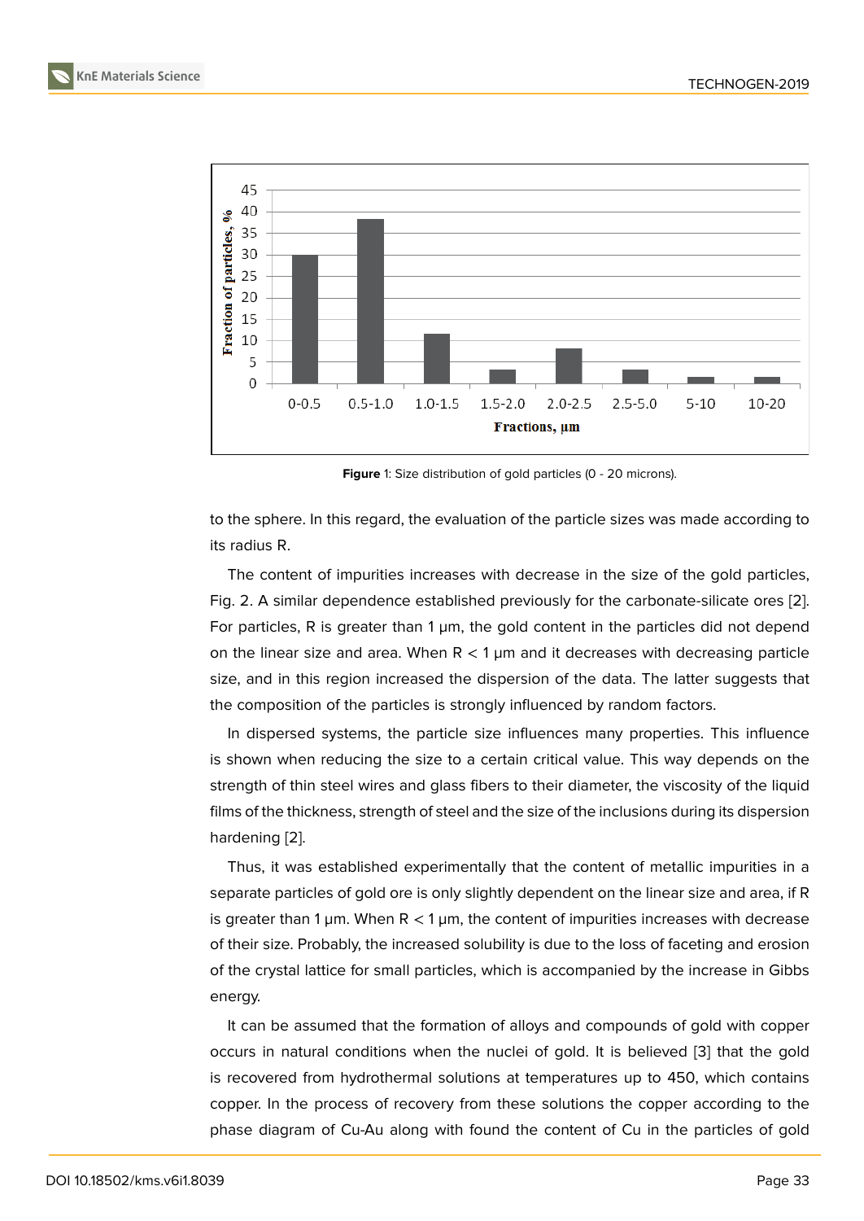Figure 1: Size distribution of gold particles (0 - 20 microns).

to the sphere. In this regard, the evaluation of the particle sizes was made according to its radius R.

The content of impurities increases with decrease in the size of the gold particles, Fig. 2. A similar dependence established previously for the carbonate-silicate ores [2]. For particles, R is greater than 1 μm, the gold content in the particles did not depend on the linear size and area. When R < 1 μm and it decreases with decreasing particle size, and in this region increased the dispersion of the data. The latter suggests that the composition of the particles is strongly influenced by random factors.

In dispersed systems, the particle size influences many properties. This influence is shown when reducing the size to a certain critical value. This way depends on the strength of thin steel wires and glass fibers to their diameter, the viscosity of the liquid films of the thickness, strength of steel and the size of the inclusions during its dispersion hardening [2].

Thus, it was established experimentally that the content of metallic impurities in a separate particles of gold ore is only slightly dependent on the linear size and area, if R is greater than 1 μm. When R < 1 μm, the content of impurities increases with decrease of their size. Probably, the increased solubility is due to the loss of faceting and erosion of the crystal lattice for small particles, which is accompanied by the increase in Gibbs energy.

It can be assumed that the formation of alloys and compounds of gold with copper occurs in natural conditions when the nuclei of gold. It is believed [3] that the gold is recovered from hydrothermal solutions at temperatures up to 450, which contains copper. In the process of recovery from these solutions the copper according to the phase diagram of Cu-Au along with found the content of Cu in the particles of gold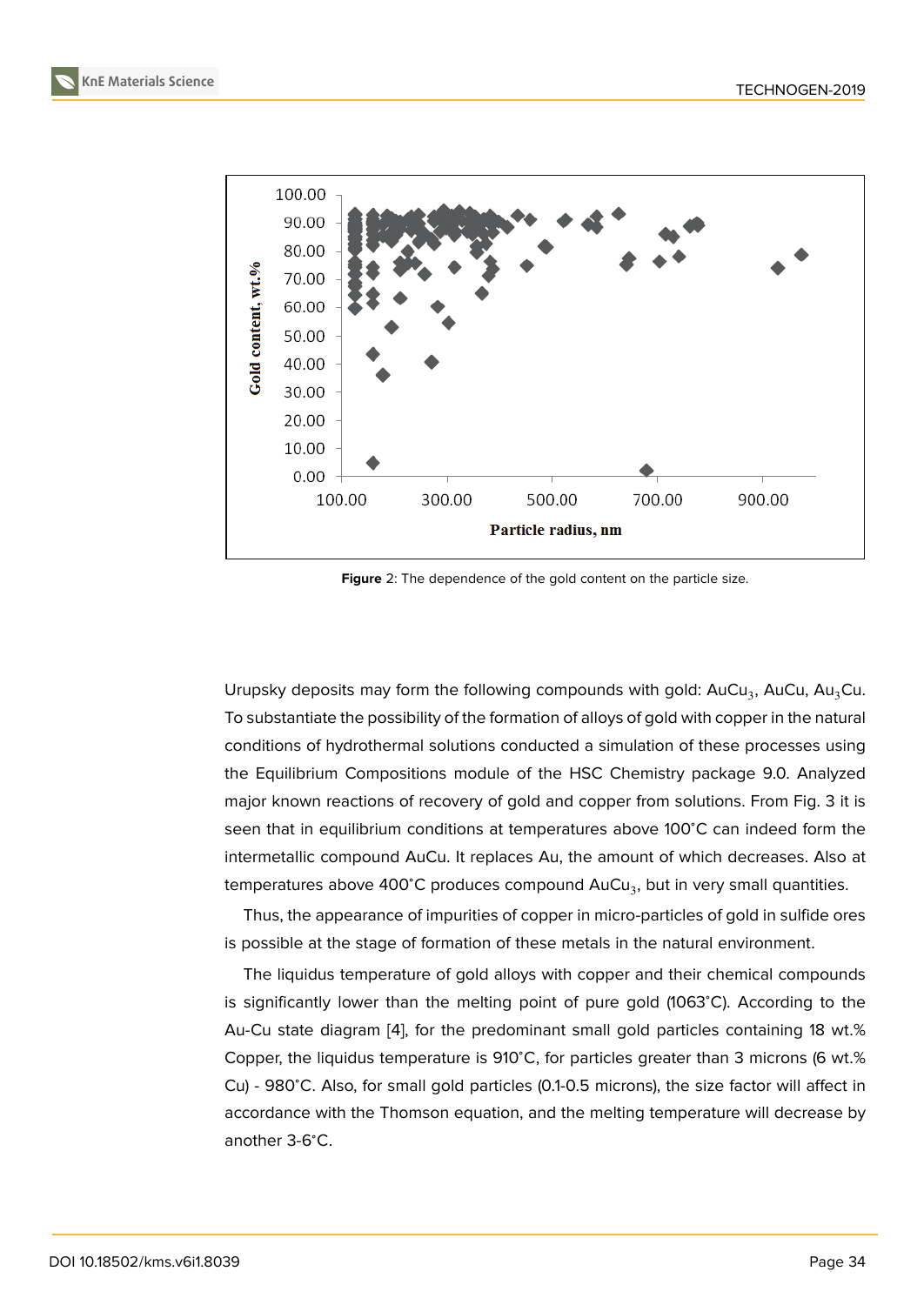**Figure** 2: The dependence of the gold content on the particle size.

Urupsky deposits may form the following compounds with gold: $AuCu_3$, AuCu, $Au_3Cu$. To substantiate the possibility of the formation of alloys of gold with copper in the natural conditions of hydrothermal solutions conducted a simulation of these processes using the Equilibrium Compositions module of the HSC Chemistry package 9.0. Analyzed major known reactions of recovery of gold and copper from solutions. From Fig. 3 it is seen that in equilibrium conditions at temperatures above 100˚C can indeed form the intermetallic compound AuCu. It replaces Au, the amount of which decreases. Also at temperatures above 400˚C produces compound $AuCu_3$, but in very small quantities.

Thus, the appearance of impurities of copper in micro-particles of gold in sulfide ores is possible at the stage of formation of these metals in the natural environment.

The liquidus temperature of gold alloys with copper and their chemical compounds is significantly lower than the melting point of pure gold (1063˚C). According to the Au-Cu state diagram [4], for the predominant small gold particles containing 18 wt.% Copper, the liquidus temperature is 910˚C, for particles greater than 3 microns (6 wt.% Cu) - 980˚C. Also, for small gold particles (0.1-0.5 microns), the size factor will affect in accordance with the Thomson equation, and the melting temperature will decrease by another 3-6˚C.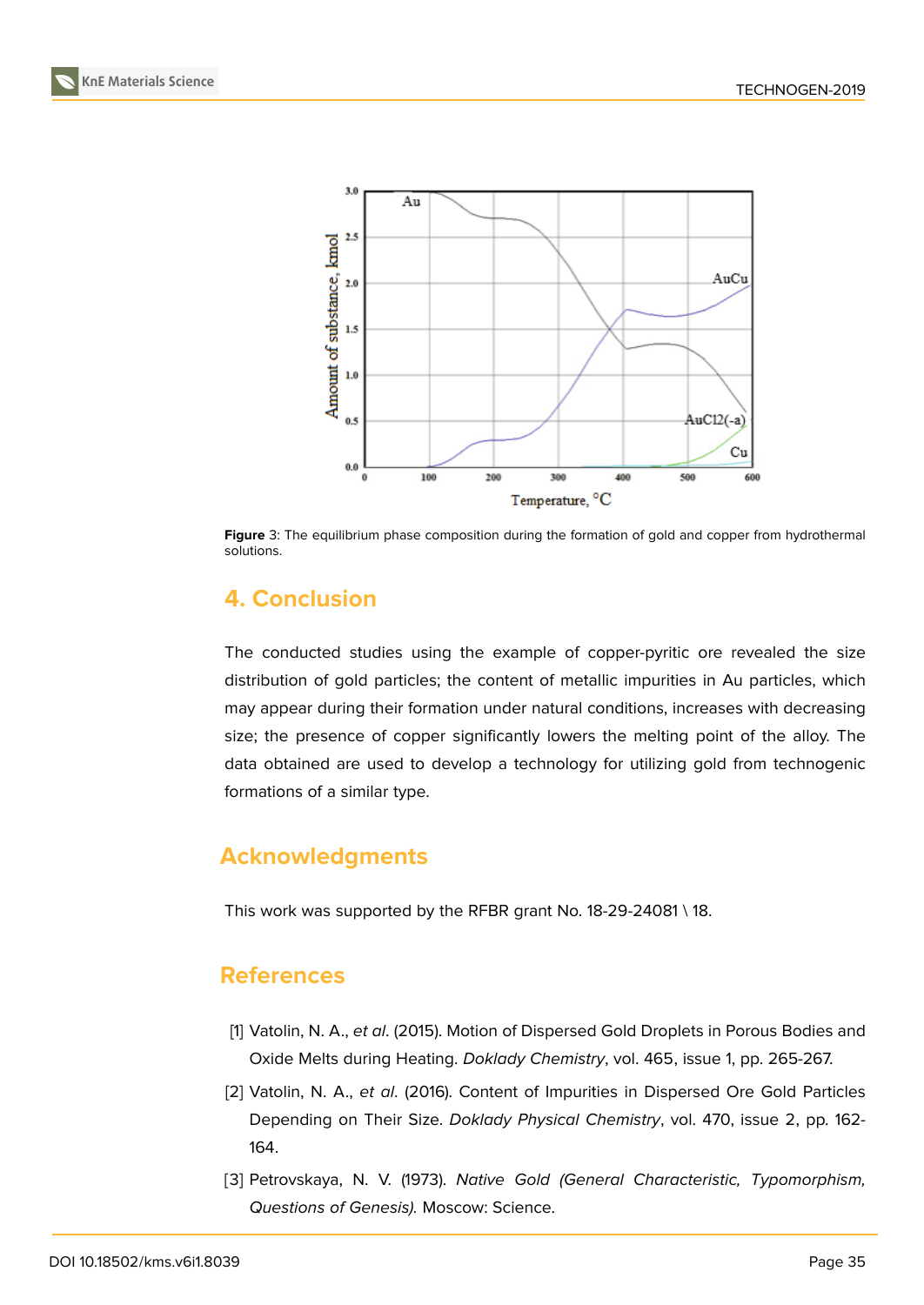Figure 3: The equilibrium phase composition during the formation of gold and copper from hydrothermal solutions.

## 4. Conclusion

The conducted studies using the example of copper-pyritic ore revealed the size distribution of gold particles; the content of metallic impurities in Au particles, which may appear during their formation under natural conditions, increases with decreasing size; the presence of copper significantly lowers the melting point of the alloy. The data obtained are used to develop a technology for utilizing gold from technogenic formations of a similar type.

## Acknowledgments

This work was supported by the RFBR grant No. 18-29-24081 \ 18.

## References

[1] Vatolin, N. A., *et al*. (2015). Motion of Dispersed Gold Droplets in Porous Bodies and Oxide Melts during Heating. *Doklady Chemistry*, vol. 465, issue 1, pp. 265-267.

[2] Vatolin, N. A., *et al*. (2016). Content of Impurities in Dispersed Ore Gold Particles Depending on Their Size. *Doklady Physical Chemistry*, vol. 470, issue 2, pp. 162-164.

[3] Petrovskaya, N. V. (1973). *Native Gold (General Characteristic, Typomorphism, Questions of Genesis).* Moscow: Science.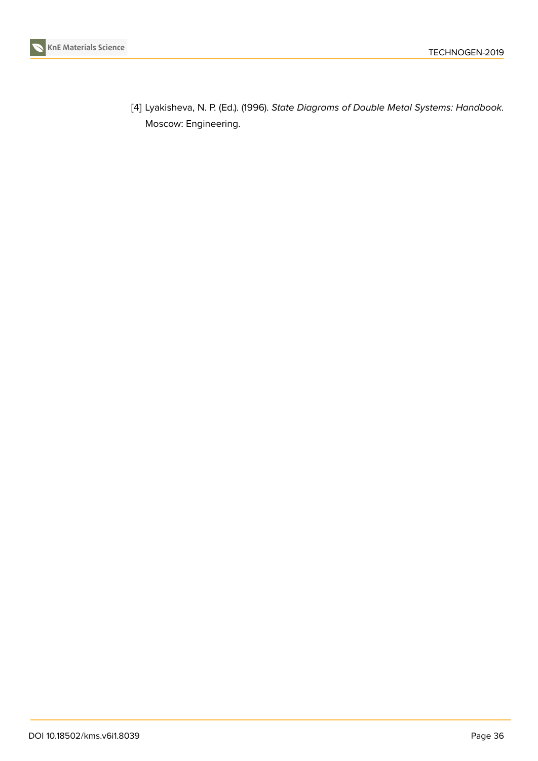[4] Lyakisheva, N. P. (Ed.). (1996). *State Diagrams of Double Metal Systems: Handbook*. Moscow: Engineering.